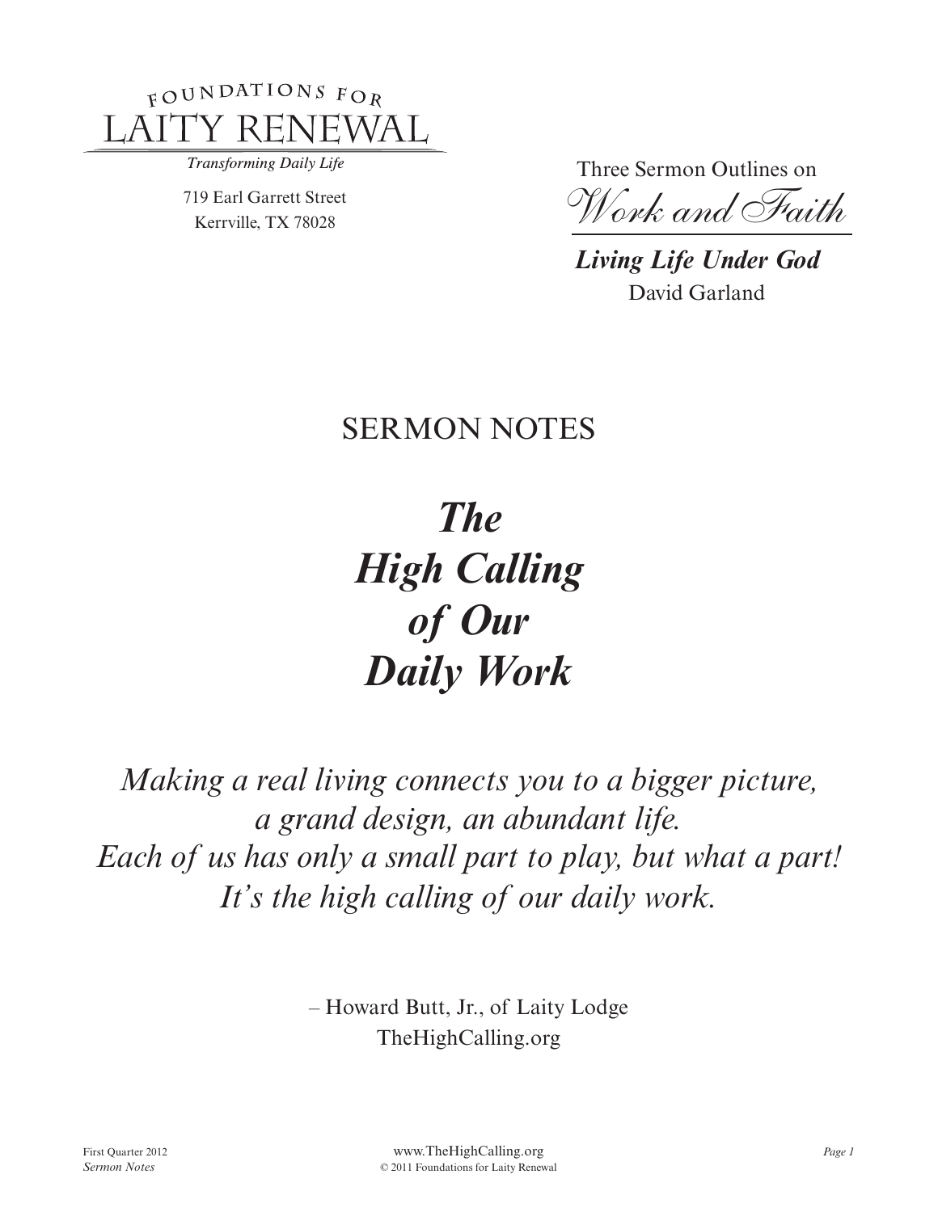FOUNDATIONS FOR
LAITY RENEWAL

*Transforming Daily Life*

719 Earl Garrett Street
Kerrville, TX 78028

Three Sermon Outlines on

*Work and Faith*

***Living Life Under God***
David Garland

## SERMON NOTES

# *The High Calling of Our Daily Work*

*Making a real living connects you to a bigger picture, a grand design, an abundant life. Each of us has only a small part to play, but what a part! It's the high calling of our daily work.*

– Howard Butt, Jr., of Laity Lodge
TheHighCalling.org

First Quarter 2012
*Sermon Notes*

www.TheHighCalling.org
© 2011 Foundations for Laity Renewal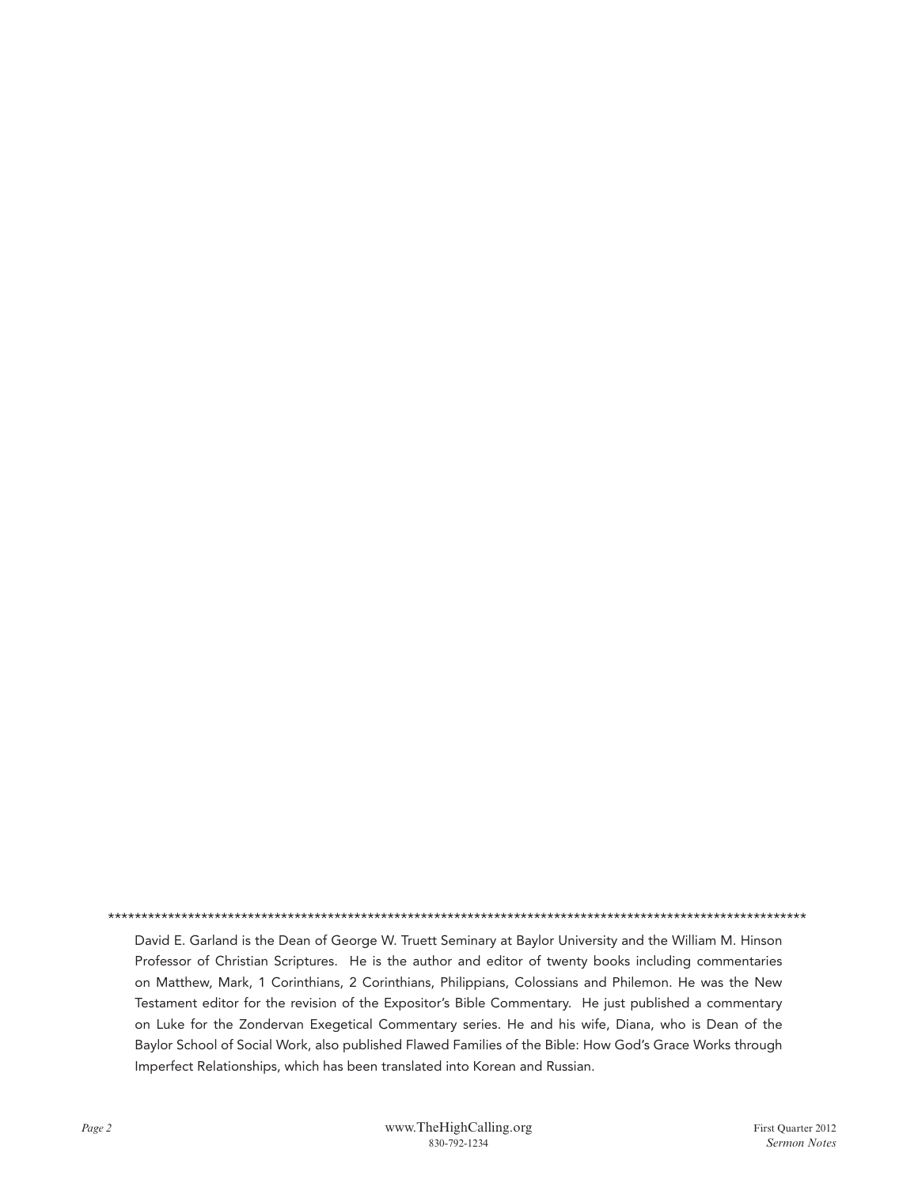************************************************************************************************************

David E. Garland is the Dean of George W. Truett Seminary at Baylor University and the William M. Hinson Professor of Christian Scriptures. He is the author and editor of twenty books including commentaries on Matthew, Mark, 1 Corinthians, 2 Corinthians, Philippians, Colossians and Philemon. He was the New Testament editor for the revision of the Expositor's Bible Commentary. He just published a commentary on Luke for the Zondervan Exegetical Commentary series. He and his wife, Diana, who is Dean of the Baylor School of Social Work, also published Flawed Families of the Bible: How God's Grace Works through Imperfect Relationships, which has been translated into Korean and Russian.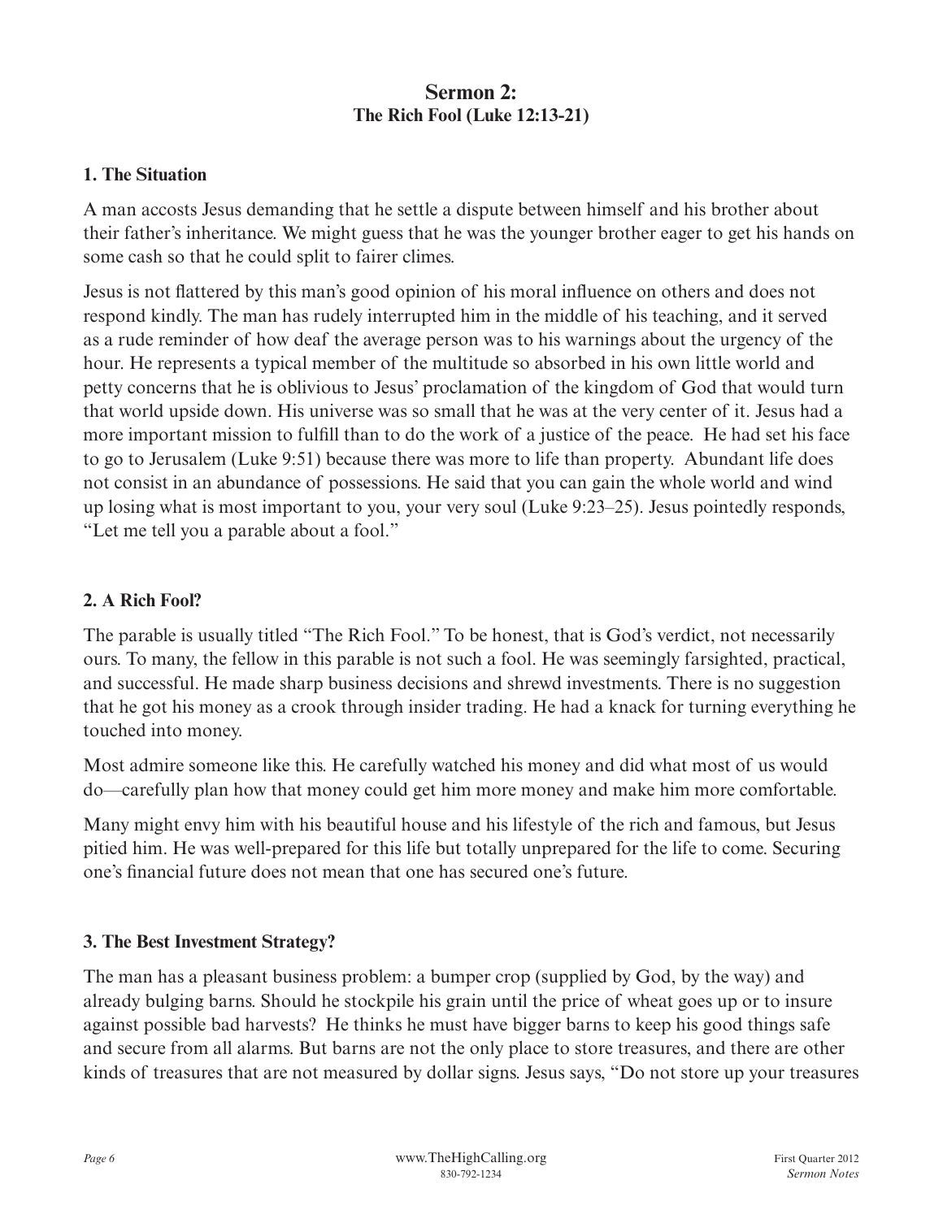## Sermon 2:
### The Rich Fool (Luke 12:13-21)

### 1. The Situation

A man accosts Jesus demanding that he settle a dispute between himself and his brother about their father's inheritance. We might guess that he was the younger brother eager to get his hands on some cash so that he could split to fairer climes.

Jesus is not flattered by this man's good opinion of his moral influence on others and does not respond kindly. The man has rudely interrupted him in the middle of his teaching, and it served as a rude reminder of how deaf the average person was to his warnings about the urgency of the hour. He represents a typical member of the multitude so absorbed in his own little world and petty concerns that he is oblivious to Jesus' proclamation of the kingdom of God that would turn that world upside down. His universe was so small that he was at the very center of it. Jesus had a more important mission to fulfill than to do the work of a justice of the peace. He had set his face to go to Jerusalem (Luke 9:51) because there was more to life than property. Abundant life does not consist in an abundance of possessions. He said that you can gain the whole world and wind up losing what is most important to you, your very soul (Luke 9:23–25). Jesus pointedly responds, "Let me tell you a parable about a fool."

### 2. A Rich Fool?

The parable is usually titled "The Rich Fool." To be honest, that is God's verdict, not necessarily ours. To many, the fellow in this parable is not such a fool. He was seemingly farsighted, practical, and successful. He made sharp business decisions and shrewd investments. There is no suggestion that he got his money as a crook through insider trading. He had a knack for turning everything he touched into money.

Most admire someone like this. He carefully watched his money and did what most of us would do—carefully plan how that money could get him more money and make him more comfortable.

Many might envy him with his beautiful house and his lifestyle of the rich and famous, but Jesus pitied him. He was well-prepared for this life but totally unprepared for the life to come. Securing one's financial future does not mean that one has secured one's future.

### 3. The Best Investment Strategy?

The man has a pleasant business problem: a bumper crop (supplied by God, by the way) and already bulging barns. Should he stockpile his grain until the price of wheat goes up or to insure against possible bad harvests? He thinks he must have bigger barns to keep his good things safe and secure from all alarms. But barns are not the only place to store treasures, and there are other kinds of treasures that are not measured by dollar signs. Jesus says, "Do not store up your treasures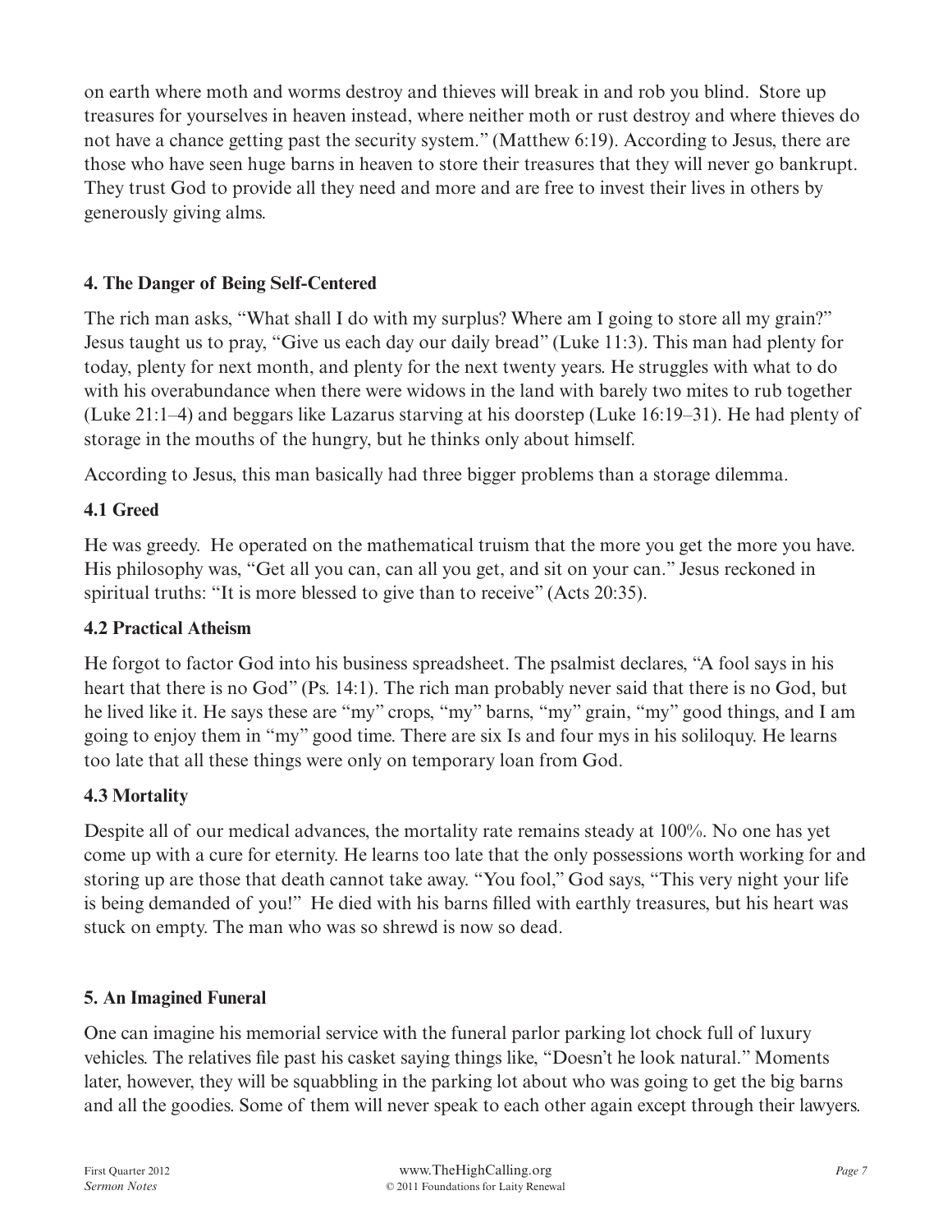on earth where moth and worms destroy and thieves will break in and rob you blind. Store up treasures for yourselves in heaven instead, where neither moth or rust destroy and where thieves do not have a chance getting past the security system." (Matthew 6:19). According to Jesus, there are those who have seen huge barns in heaven to store their treasures that they will never go bankrupt. They trust God to provide all they need and more and are free to invest their lives in others by generously giving alms.

## 4. The Danger of Being Self-Centered

The rich man asks, "What shall I do with my surplus? Where am I going to store all my grain?" Jesus taught us to pray, "Give us each day our daily bread" (Luke 11:3). This man had plenty for today, plenty for next month, and plenty for the next twenty years. He struggles with what to do with his overabundance when there were widows in the land with barely two mites to rub together (Luke 21:1–4) and beggars like Lazarus starving at his doorstep (Luke 16:19–31). He had plenty of storage in the mouths of the hungry, but he thinks only about himself.

According to Jesus, this man basically had three bigger problems than a storage dilemma.

### 4.1 Greed

He was greedy. He operated on the mathematical truism that the more you get the more you have. His philosophy was, "Get all you can, can all you get, and sit on your can." Jesus reckoned in spiritual truths: "It is more blessed to give than to receive" (Acts 20:35).

### 4.2 Practical Atheism

He forgot to factor God into his business spreadsheet. The psalmist declares, "A fool says in his heart that there is no God" (Ps. 14:1). The rich man probably never said that there is no God, but he lived like it. He says these are "my" crops, "my" barns, "my" grain, "my" good things, and I am going to enjoy them in "my" good time. There are six Is and four mys in his soliloquy. He learns too late that all these things were only on temporary loan from God.

### 4.3 Mortality

Despite all of our medical advances, the mortality rate remains steady at 100%. No one has yet come up with a cure for eternity. He learns too late that the only possessions worth working for and storing up are those that death cannot take away. "You fool," God says, "This very night your life is being demanded of you!" He died with his barns filled with earthly treasures, but his heart was stuck on empty. The man who was so shrewd is now so dead.

## 5. An Imagined Funeral

One can imagine his memorial service with the funeral parlor parking lot chock full of luxury vehicles. The relatives file past his casket saying things like, "Doesn't he look natural." Moments later, however, they will be squabbling in the parking lot about who was going to get the big barns and all the goodies. Some of them will never speak to each other again except through their lawyers.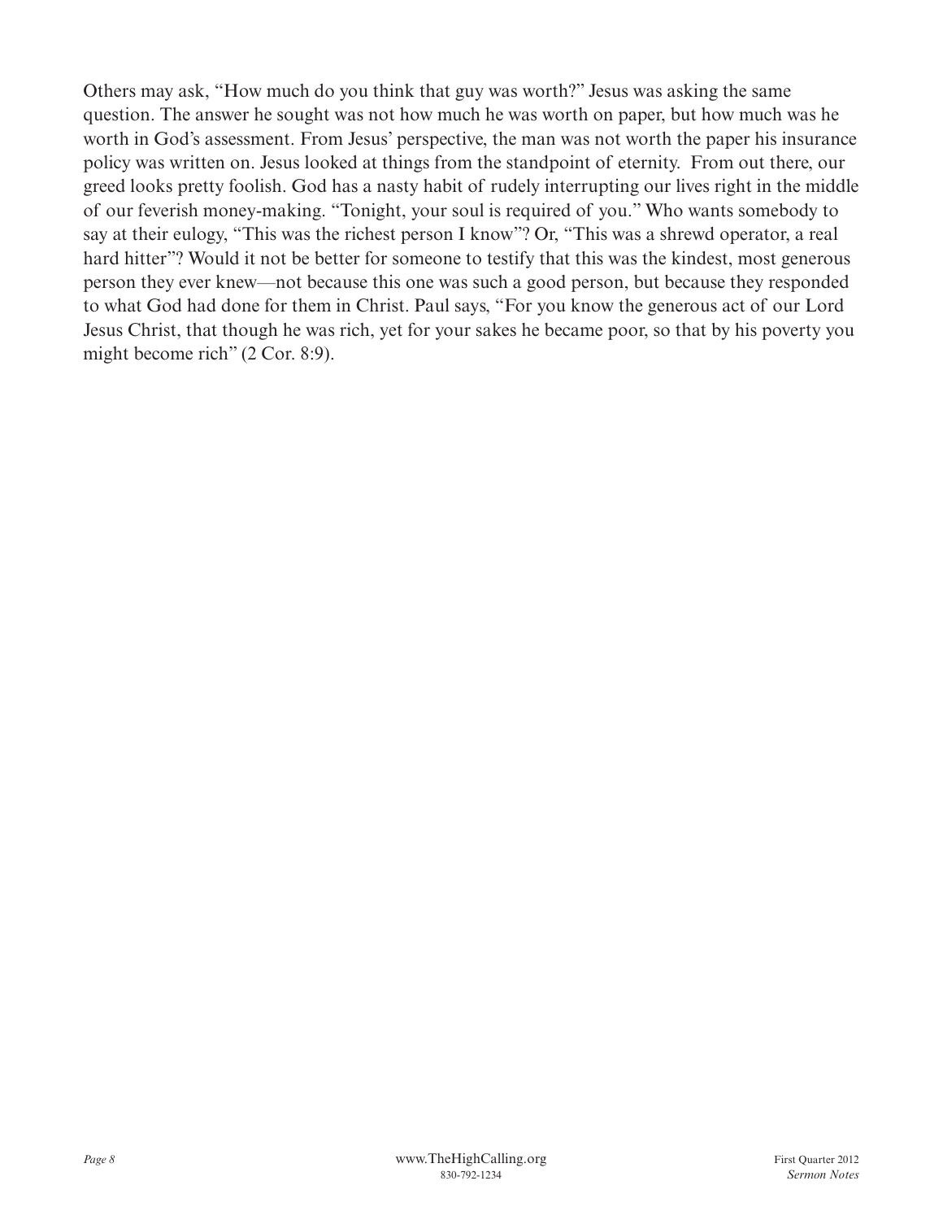Others may ask, "How much do you think that guy was worth?" Jesus was asking the same question. The answer he sought was not how much he was worth on paper, but how much was he worth in God's assessment. From Jesus' perspective, the man was not worth the paper his insurance policy was written on. Jesus looked at things from the standpoint of eternity. From out there, our greed looks pretty foolish. God has a nasty habit of rudely interrupting our lives right in the middle of our feverish money-making. "Tonight, your soul is required of you." Who wants somebody to say at their eulogy, "This was the richest person I know"? Or, "This was a shrewd operator, a real hard hitter"? Would it not be better for someone to testify that this was the kindest, most generous person they ever knew—not because this one was such a good person, but because they responded to what God had done for them in Christ. Paul says, "For you know the generous act of our Lord Jesus Christ, that though he was rich, yet for your sakes he became poor, so that by his poverty you might become rich" (2 Cor. 8:9).